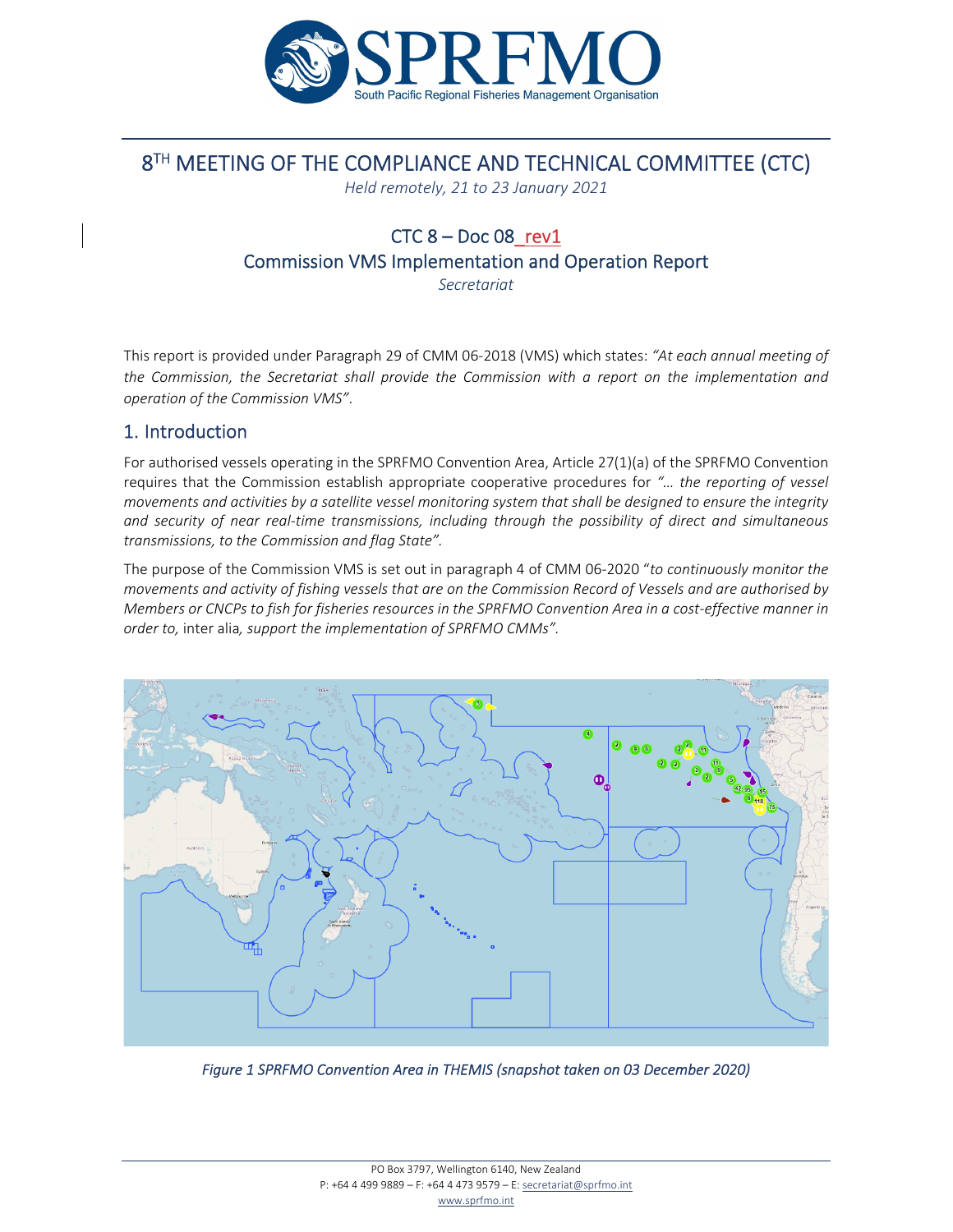# 8TH MEETING OF THE COMPLIANCE AND TECHNICAL COMMITTEE (CTC)

*Held remotely, 21 to 23 January 2021*

## CTC 8 – Doc 08_rev1

## Commission VMS Implementation and Operation Report

*Secretariat*

This report is provided under Paragraph 29 of CMM 06-2018 (VMS) which states: *"At each annual meeting of the Commission, the Secretariat shall provide the Commission with a report on the implementation and operation of the Commission VMS"*.

## 1. Introduction

For authorised vessels operating in the SPRFMO Convention Area, Article 27(1)(a) of the SPRFMO Convention requires that the Commission establish appropriate cooperative procedures for *"… the reporting of vessel movements and activities by a satellite vessel monitoring system that shall be designed to ensure the integrity and security of near real-time transmissions, including through the possibility of direct and simultaneous transmissions, to the Commission and flag State"*.

The purpose of the Commission VMS is set out in paragraph 4 of CMM 06-2020 "*to continuously monitor the movements and activity of fishing vessels that are on the Commission Record of Vessels and are authorised by Members or CNCPs to fish for fisheries resources in the SPRFMO Convention Area in a cost-effective manner in order to,* inter alia*, support the implementation of SPRFMO CMMs"*.

*Figure 1 SPRFMO Convention Area in THEMIS (snapshot taken on 03 December 2020)*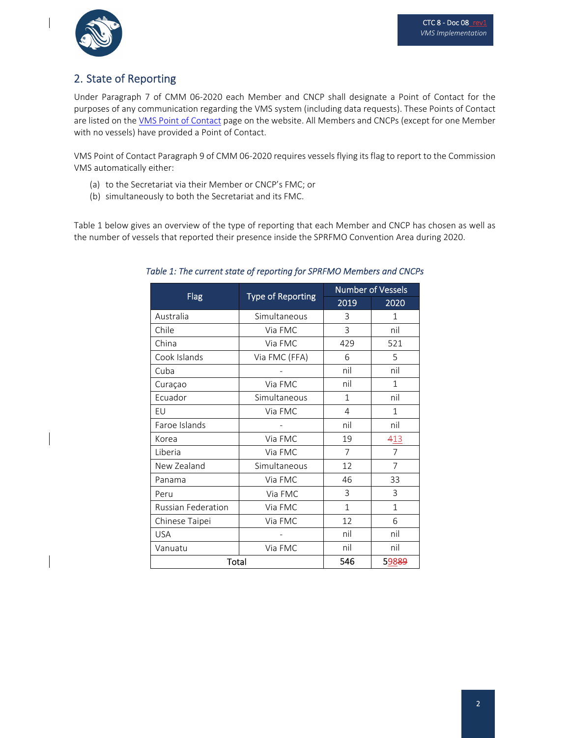## 2. State of Reporting

Under Paragraph 7 of CMM 06-2020 each Member and CNCP shall designate a Point of Contact for the purposes of any communication regarding the VMS system (including data requests). These Points of Contact are listed on the VMS Point of Contact page on the website. All Members and CNCPs (except for one Member with no vessels) have provided a Point of Contact.

VMS Point of Contact Paragraph 9 of CMM 06-2020 requires vessels flying its flag to report to the Commission VMS automatically either:

(a) to the Secretariat via their Member or CNCP's FMC; or
(b) simultaneously to both the Secretariat and its FMC.

Table 1 below gives an overview of the type of reporting that each Member and CNCP has chosen as well as the number of vessels that reported their presence inside the SPRFMO Convention Area during 2020.

*Table 1: The current state of reporting for SPRFMO Members and CNCPs*

| Flag | Type of Reporting | Number of Vessels | |
|---|---|---|---|
| | | 2019 | 2020 |
| Australia | Simultaneous | 3 | 1 |
| Chile | Via FMC | 3 | nil |
| China | Via FMC | 429 | 521 |
| Cook Islands | Via FMC (FFA) | 6 | 5 |
| Cuba | - | nil | nil |
| Curaçao | Via FMC | nil | 1 |
| Ecuador | Simultaneous | 1 | nil |
| EU | Via FMC | 4 | 1 |
| Faroe Islands | - | nil | nil |
| Korea | Via FMC | 19 | ~~4~~13 |
| Liberia | Via FMC | 7 | 7 |
| New Zealand | Simultaneous | 12 | 7 |
| Panama | Via FMC | 46 | 33 |
| Peru | Via FMC | 3 | 3 |
| Russian Federation | Via FMC | 1 | 1 |
| Chinese Taipei | Via FMC | 12 | 6 |
| USA | - | nil | nil |
| Vanuatu | Via FMC | nil | nil |
| **Total** | | **546** | **5~~89~~98** |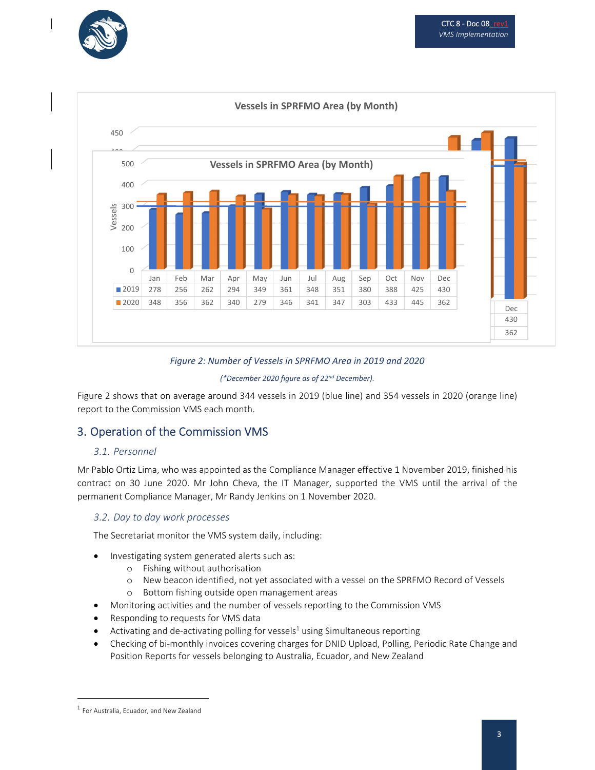**Vessels in SPRFMO Area (by Month)**

| | Jan | Feb | Mar | Apr | May | Jun | Jul | Aug | Sep | Oct | Nov | Dec |
|---|---|---|---|---|---|---|---|---|---|---|---|---|
| 2019 | 278 | 256 | 262 | 294 | 349 | 361 | 348 | 351 | 380 | 388 | 425 | 430 |
| 2020 | 348 | 356 | 362 | 340 | 279 | 346 | 341 | 347 | 303 | 433 | 445 | 362 |

*Figure 2: Number of Vessels in SPRFMO Area in 2019 and 2020*

*(\*December 2020 figure as of 22nd December).*

Figure 2 shows that on average around 344 vessels in 2019 (blue line) and 354 vessels in 2020 (orange line) report to the Commission VMS each month.

## 3. Operation of the Commission VMS

### *3.1. Personnel*

Mr Pablo Ortiz Lima, who was appointed as the Compliance Manager effective 1 November 2019, finished his contract on 30 June 2020. Mr John Cheva, the IT Manager, supported the VMS until the arrival of the permanent Compliance Manager, Mr Randy Jenkins on 1 November 2020.

### *3.2. Day to day work processes*

The Secretariat monitor the VMS system daily, including:

- Investigating system generated alerts such as:
  - Fishing without authorisation
  - New beacon identified, not yet associated with a vessel on the SPRFMO Record of Vessels
  - Bottom fishing outside open management areas
- Monitoring activities and the number of vessels reporting to the Commission VMS
- Responding to requests for VMS data
- Activating and de-activating polling for vessels[1] using Simultaneous reporting
- Checking of bi-monthly invoices covering charges for DNID Upload, Polling, Periodic Rate Change and Position Reports for vessels belonging to Australia, Ecuador, and New Zealand

---

[1] For Australia, Ecuador, and New Zealand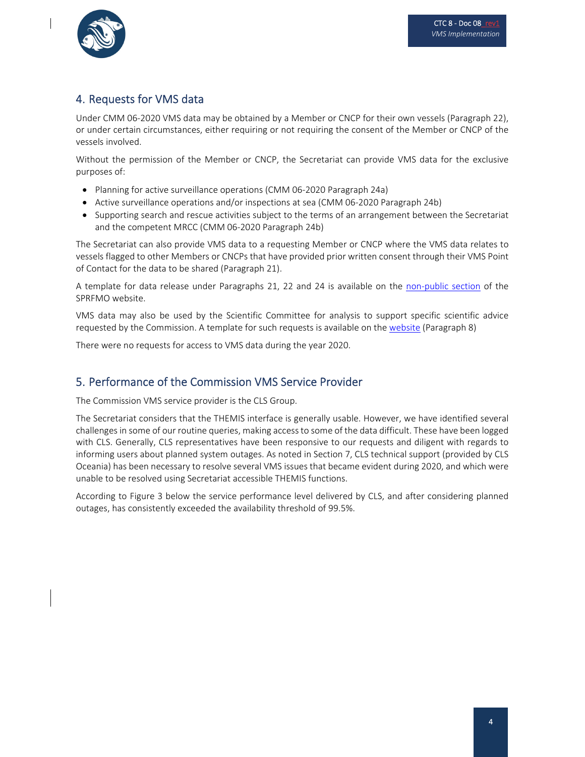## 4. Requests for VMS data

Under CMM 06-2020 VMS data may be obtained by a Member or CNCP for their own vessels (Paragraph 22), or under certain circumstances, either requiring or not requiring the consent of the Member or CNCP of the vessels involved.

Without the permission of the Member or CNCP, the Secretariat can provide VMS data for the exclusive purposes of:

- Planning for active surveillance operations (CMM 06-2020 Paragraph 24a)
- Active surveillance operations and/or inspections at sea (CMM 06-2020 Paragraph 24b)
- Supporting search and rescue activities subject to the terms of an arrangement between the Secretariat and the competent MRCC (CMM 06-2020 Paragraph 24b)

The Secretariat can also provide VMS data to a requesting Member or CNCP where the VMS data relates to vessels flagged to other Members or CNCPs that have provided prior written consent through their VMS Point of Contact for the data to be shared (Paragraph 21).

A template for data release under Paragraphs 21, 22 and 24 is available on the non-public section of the SPRFMO website.

VMS data may also be used by the Scientific Committee for analysis to support specific scientific advice requested by the Commission. A template for such requests is available on the website (Paragraph 8)

There were no requests for access to VMS data during the year 2020.

## 5. Performance of the Commission VMS Service Provider

The Commission VMS service provider is the CLS Group.

The Secretariat considers that the THEMIS interface is generally usable. However, we have identified several challenges in some of our routine queries, making access to some of the data difficult. These have been logged with CLS. Generally, CLS representatives have been responsive to our requests and diligent with regards to informing users about planned system outages. As noted in Section 7, CLS technical support (provided by CLS Oceania) has been necessary to resolve several VMS issues that became evident during 2020, and which were unable to be resolved using Secretariat accessible THEMIS functions.

According to Figure 3 below the service performance level delivered by CLS, and after considering planned outages, has consistently exceeded the availability threshold of 99.5%.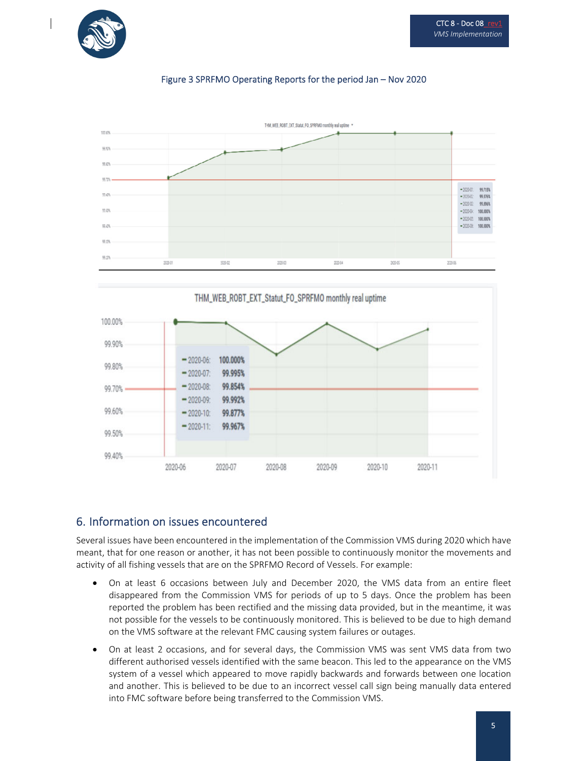Figure 3 SPRFMO Operating Reports for the period Jan – Nov 2020

THM_WEB_ROBT_EXT_Statut_FO_SPRFMO monthly real uptime

| Month | Uptime |
| --- | --- |
| 2020-01 | 99.715% |
| 2020-02 | 99.876% |
| 2020-03 | 99.896% |
| 2020-04 | 100.000% |
| 2020-05 | 100.000% |
| 2020-06 | 100.000% |

THM_WEB_ROBT_EXT_Statut_FO_SPRFMO monthly real uptime

| Month | Uptime |
| --- | --- |
| 2020-06 | 100.000% |
| 2020-07 | 99.995% |
| 2020-08 | 99.854% |
| 2020-09 | 99.992% |
| 2020-10 | 99.877% |
| 2020-11 | 99.967% |

## 6. Information on issues encountered

Several issues have been encountered in the implementation of the Commission VMS during 2020 which have meant, that for one reason or another, it has not been possible to continuously monitor the movements and activity of all fishing vessels that are on the SPRFMO Record of Vessels. For example:

- On at least 6 occasions between July and December 2020, the VMS data from an entire fleet disappeared from the Commission VMS for periods of up to 5 days. Once the problem has been reported the problem has been rectified and the missing data provided, but in the meantime, it was not possible for the vessels to be continuously monitored. This is believed to be due to high demand on the VMS software at the relevant FMC causing system failures or outages.
- On at least 2 occasions, and for several days, the Commission VMS was sent VMS data from two different authorised vessels identified with the same beacon. This led to the appearance on the VMS system of a vessel which appeared to move rapidly backwards and forwards between one location and another. This is believed to be due to an incorrect vessel call sign being manually data entered into FMC software before being transferred to the Commission VMS.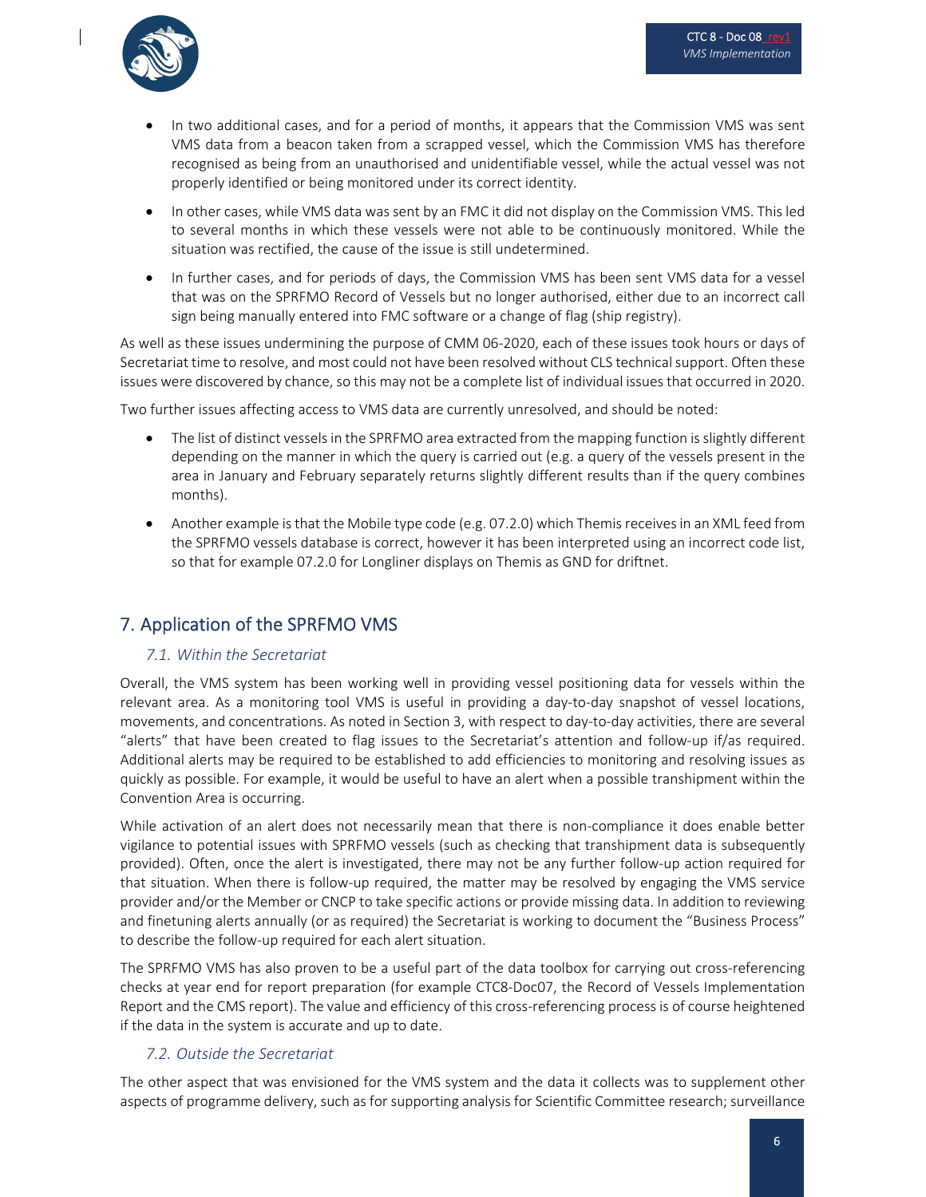- In two additional cases, and for a period of months, it appears that the Commission VMS was sent VMS data from a beacon taken from a scrapped vessel, which the Commission VMS has therefore recognised as being from an unauthorised and unidentifiable vessel, while the actual vessel was not properly identified or being monitored under its correct identity.
- In other cases, while VMS data was sent by an FMC it did not display on the Commission VMS. This led to several months in which these vessels were not able to be continuously monitored. While the situation was rectified, the cause of the issue is still undetermined.
- In further cases, and for periods of days, the Commission VMS has been sent VMS data for a vessel that was on the SPRFMO Record of Vessels but no longer authorised, either due to an incorrect call sign being manually entered into FMC software or a change of flag (ship registry).

As well as these issues undermining the purpose of CMM 06-2020, each of these issues took hours or days of Secretariat time to resolve, and most could not have been resolved without CLS technical support. Often these issues were discovered by chance, so this may not be a complete list of individual issues that occurred in 2020.

Two further issues affecting access to VMS data are currently unresolved, and should be noted:

- The list of distinct vessels in the SPRFMO area extracted from the mapping function is slightly different depending on the manner in which the query is carried out (e.g. a query of the vessels present in the area in January and February separately returns slightly different results than if the query combines months).
- Another example is that the Mobile type code (e.g. 07.2.0) which Themis receives in an XML feed from the SPRFMO vessels database is correct, however it has been interpreted using an incorrect code list, so that for example 07.2.0 for Longliner displays on Themis as GND for driftnet.

## 7. Application of the SPRFMO VMS

### *7.1. Within the Secretariat*

Overall, the VMS system has been working well in providing vessel positioning data for vessels within the relevant area. As a monitoring tool VMS is useful in providing a day-to-day snapshot of vessel locations, movements, and concentrations. As noted in Section 3, with respect to day-to-day activities, there are several "alerts" that have been created to flag issues to the Secretariat's attention and follow-up if/as required. Additional alerts may be required to be established to add efficiencies to monitoring and resolving issues as quickly as possible. For example, it would be useful to have an alert when a possible transhipment within the Convention Area is occurring.

While activation of an alert does not necessarily mean that there is non-compliance it does enable better vigilance to potential issues with SPRFMO vessels (such as checking that transhipment data is subsequently provided). Often, once the alert is investigated, there may not be any further follow-up action required for that situation. When there is follow-up required, the matter may be resolved by engaging the VMS service provider and/or the Member or CNCP to take specific actions or provide missing data. In addition to reviewing and finetuning alerts annually (or as required) the Secretariat is working to document the "Business Process" to describe the follow-up required for each alert situation.

The SPRFMO VMS has also proven to be a useful part of the data toolbox for carrying out cross-referencing checks at year end for report preparation (for example CTC8-Doc07, the Record of Vessels Implementation Report and the CMS report). The value and efficiency of this cross-referencing process is of course heightened if the data in the system is accurate and up to date.

### *7.2. Outside the Secretariat*

The other aspect that was envisioned for the VMS system and the data it collects was to supplement other aspects of programme delivery, such as for supporting analysis for Scientific Committee research; surveillance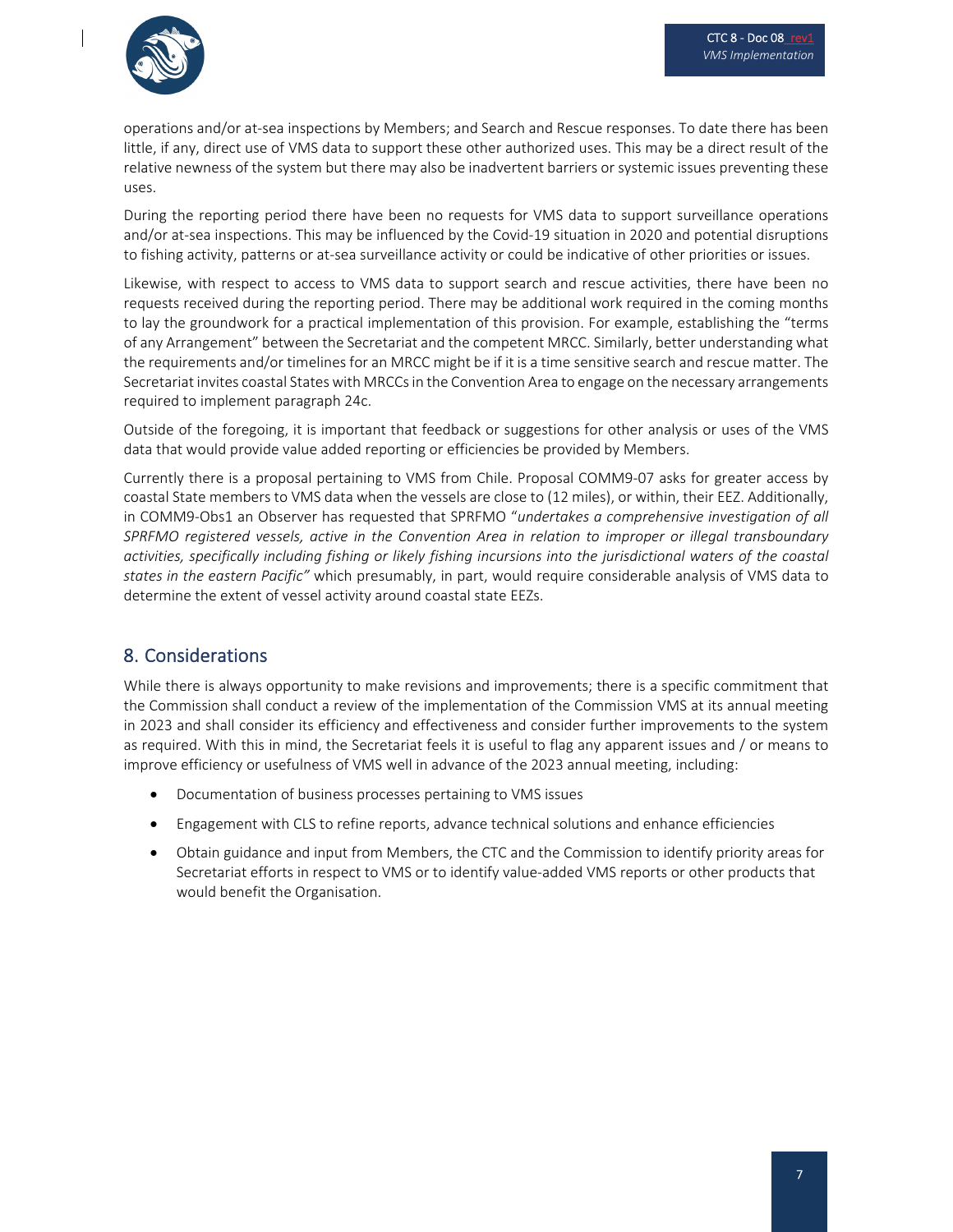operations and/or at-sea inspections by Members; and Search and Rescue responses. To date there has been little, if any, direct use of VMS data to support these other authorized uses. This may be a direct result of the relative newness of the system but there may also be inadvertent barriers or systemic issues preventing these uses.

During the reporting period there have been no requests for VMS data to support surveillance operations and/or at-sea inspections. This may be influenced by the Covid-19 situation in 2020 and potential disruptions to fishing activity, patterns or at-sea surveillance activity or could be indicative of other priorities or issues.

Likewise, with respect to access to VMS data to support search and rescue activities, there have been no requests received during the reporting period. There may be additional work required in the coming months to lay the groundwork for a practical implementation of this provision. For example, establishing the "terms of any Arrangement" between the Secretariat and the competent MRCC. Similarly, better understanding what the requirements and/or timelines for an MRCC might be if it is a time sensitive search and rescue matter. The Secretariat invites coastal States with MRCCs in the Convention Area to engage on the necessary arrangements required to implement paragraph 24c.

Outside of the foregoing, it is important that feedback or suggestions for other analysis or uses of the VMS data that would provide value added reporting or efficiencies be provided by Members.

Currently there is a proposal pertaining to VMS from Chile. Proposal COMM9-07 asks for greater access by coastal State members to VMS data when the vessels are close to (12 miles), or within, their EEZ. Additionally, in COMM9-Obs1 an Observer has requested that SPRFMO "*undertakes a comprehensive investigation of all SPRFMO registered vessels, active in the Convention Area in relation to improper or illegal transboundary activities, specifically including fishing or likely fishing incursions into the jurisdictional waters of the coastal states in the eastern Pacific"* which presumably, in part, would require considerable analysis of VMS data to determine the extent of vessel activity around coastal state EEZs.

## 8. Considerations

While there is always opportunity to make revisions and improvements; there is a specific commitment that the Commission shall conduct a review of the implementation of the Commission VMS at its annual meeting in 2023 and shall consider its efficiency and effectiveness and consider further improvements to the system as required. With this in mind, the Secretariat feels it is useful to flag any apparent issues and / or means to improve efficiency or usefulness of VMS well in advance of the 2023 annual meeting, including:

- Documentation of business processes pertaining to VMS issues
- Engagement with CLS to refine reports, advance technical solutions and enhance efficiencies
- Obtain guidance and input from Members, the CTC and the Commission to identify priority areas for Secretariat efforts in respect to VMS or to identify value-added VMS reports or other products that would benefit the Organisation.